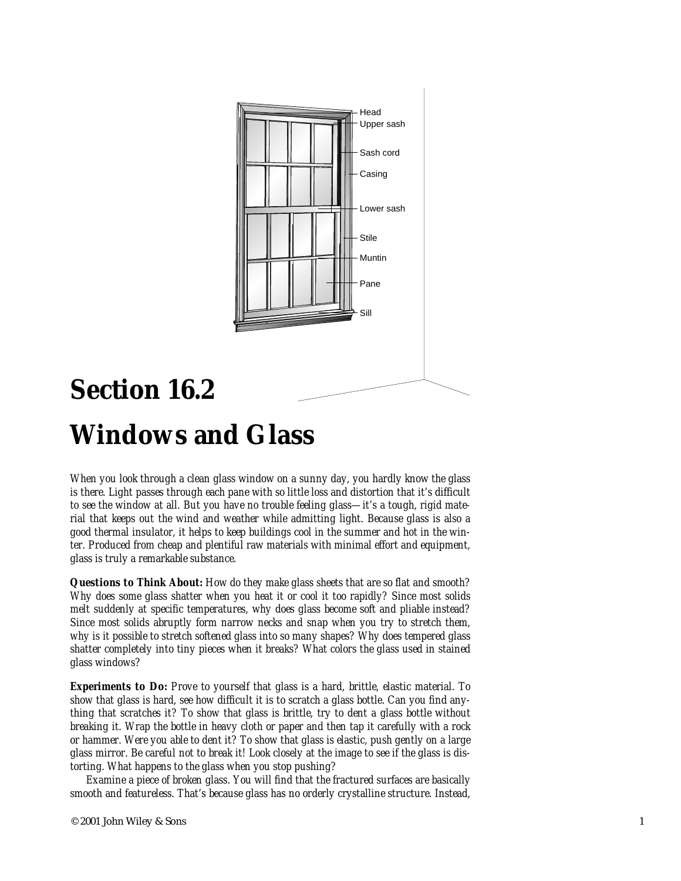Head
Upper sash
Sash cord
Casing
Lower sash
Stile
Muntin
Pane
Sill

# Section 16.2

# Windows and Glass

*When you look through a clean glass window on a sunny day, you hardly know the glass is there. Light passes through each pane with so little loss and distortion that it's difficult to see the window at all. But you have no trouble feeling glass—it's a tough, rigid material that keeps out the wind and weather while admitting light. Because glass is also a good thermal insulator, it helps to keep buildings cool in the summer and hot in the winter. Produced from cheap and plentiful raw materials with minimal effort and equipment, glass is truly a remarkable substance.*

***Questions to Think About:*** *How do they make glass sheets that are so flat and smooth? Why does some glass shatter when you heat it or cool it too rapidly? Since most solids melt suddenly at specific temperatures, why does glass become soft and pliable instead? Since most solids abruptly form narrow necks and snap when you try to stretch them, why is it possible to stretch softened glass into so many shapes? Why does tempered glass shatter completely into tiny pieces when it breaks? What colors the glass used in stained glass windows?*

***Experiments to Do:*** *Prove to yourself that glass is a hard, brittle, elastic material. To show that glass is hard, see how difficult it is to scratch a glass bottle. Can you find anything that scratches it? To show that glass is brittle, try to dent a glass bottle without breaking it. Wrap the bottle in heavy cloth or paper and then tap it carefully with a rock or hammer. Were you able to dent it? To show that glass is elastic, push gently on a large glass mirror. Be careful not to break it! Look closely at the image to see if the glass is distorting. What happens to the glass when you stop pushing?*

*Examine a piece of broken glass. You will find that the fractured surfaces are basically smooth and featureless. That's because glass has no orderly crystalline structure. Instead,*

© 2001 John Wiley & Sons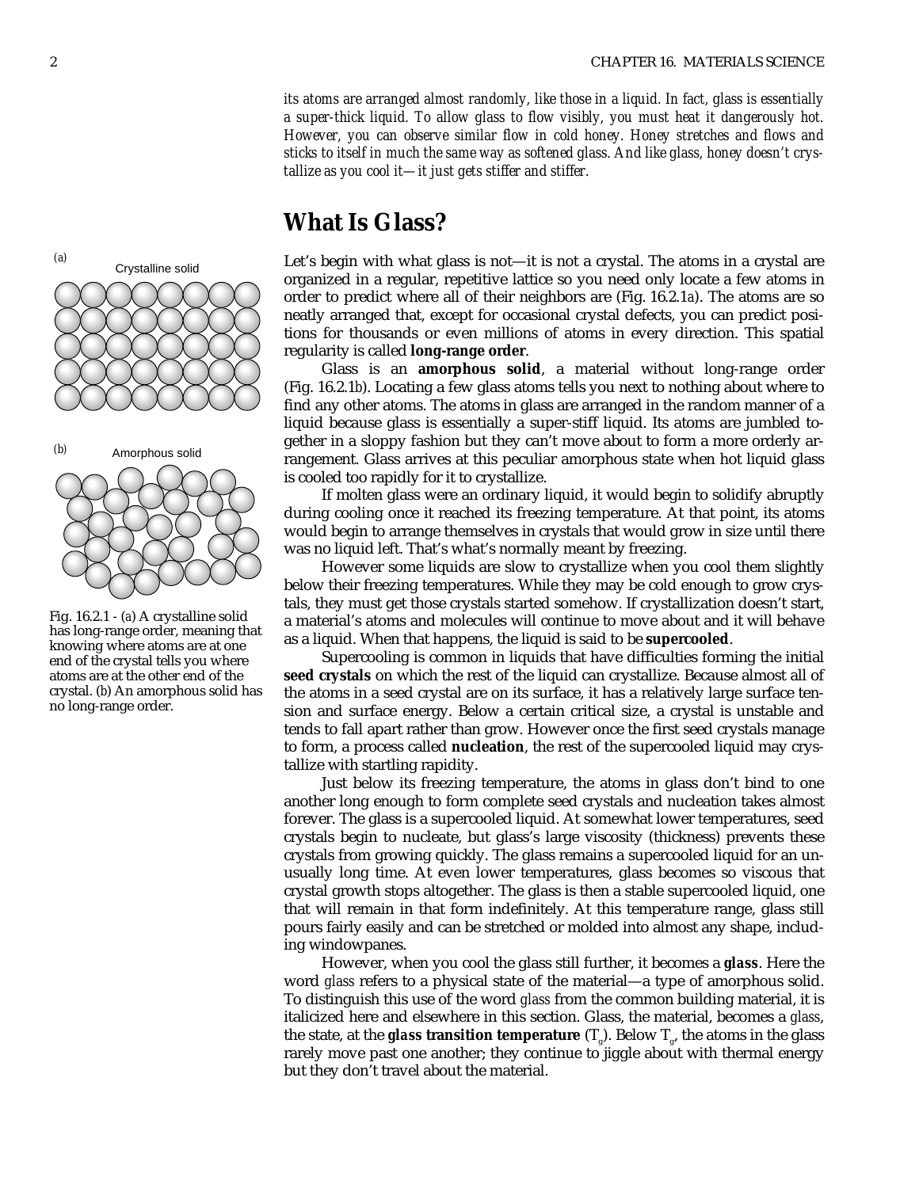*its atoms are arranged almost randomly, like those in a liquid. In fact, glass is essentially a super-thick liquid. To allow glass to flow visibly, you must heat it dangerously hot. However, you can observe similar flow in cold honey. Honey stretches and flows and sticks to itself in much the same way as softened glass. And like glass, honey doesn't crystallize as you cool it—it just gets stiffer and stiffer.*

## What Is Glass?

(a)
Crystalline solid

(b)
Amorphous solid

Fig. 16.2.1 - (a) A crystalline solid has long-range order, meaning that knowing where atoms are at one end of the crystal tells you where atoms are at the other end of the crystal. (b) An amorphous solid has no long-range order.

Let's begin with what glass is not—it is not a crystal. The atoms in a crystal are organized in a regular, repetitive lattice so you need only locate a few atoms in order to predict where all of their neighbors are (Fig. 16.2.1a). The atoms are so neatly arranged that, except for occasional crystal defects, you can predict positions for thousands or even millions of atoms in every direction. This spatial regularity is called **long-range order**.

Glass is an **amorphous solid**, a material without long-range order (Fig. 16.2.1b). Locating a few glass atoms tells you next to nothing about where to find any other atoms. The atoms in glass are arranged in the random manner of a liquid because glass is essentially a super-stiff liquid. Its atoms are jumbled together in a sloppy fashion but they can't move about to form a more orderly arrangement. Glass arrives at this peculiar amorphous state when hot liquid glass is cooled too rapidly for it to crystallize.

If molten glass were an ordinary liquid, it would begin to solidify abruptly during cooling once it reached its freezing temperature. At that point, its atoms would begin to arrange themselves in crystals that would grow in size until there was no liquid left. That's what's normally meant by freezing.

However some liquids are slow to crystallize when you cool them slightly below their freezing temperatures. While they may be cold enough to grow crystals, they must get those crystals started somehow. If crystallization doesn't start, a material's atoms and molecules will continue to move about and it will behave as a liquid. When that happens, the liquid is said to be **supercooled**.

Supercooling is common in liquids that have difficulties forming the initial **seed crystals** on which the rest of the liquid can crystallize. Because almost all of the atoms in a seed crystal are on its surface, it has a relatively large surface tension and surface energy. Below a certain critical size, a crystal is unstable and tends to fall apart rather than grow. However once the first seed crystals manage to form, a process called **nucleation**, the rest of the supercooled liquid may crystallize with startling rapidity.

Just below its freezing temperature, the atoms in glass don't bind to one another long enough to form complete seed crystals and nucleation takes almost forever. The glass is a supercooled liquid. At somewhat lower temperatures, seed crystals begin to nucleate, but glass's large viscosity (thickness) prevents these crystals from growing quickly. The glass remains a supercooled liquid for an unusually long time. At even lower temperatures, glass becomes so viscous that crystal growth stops altogether. The glass is then a stable supercooled liquid, one that will remain in that form indefinitely. At this temperature range, glass still pours fairly easily and can be stretched or molded into almost any shape, including windowpanes.

However, when you cool the glass still further, it becomes a ***glass***. Here the word *glass* refers to a physical state of the material—a type of amorphous solid. To distinguish this use of the word *glass* from the common building material, it is italicized here and elsewhere in this section. Glass, the material, becomes a *glass*, the state, at the ***glass transition temperature*** ($T_g$). Below $T_g$, the atoms in the glass rarely move past one another; they continue to jiggle about with thermal energy but they don't travel about the material.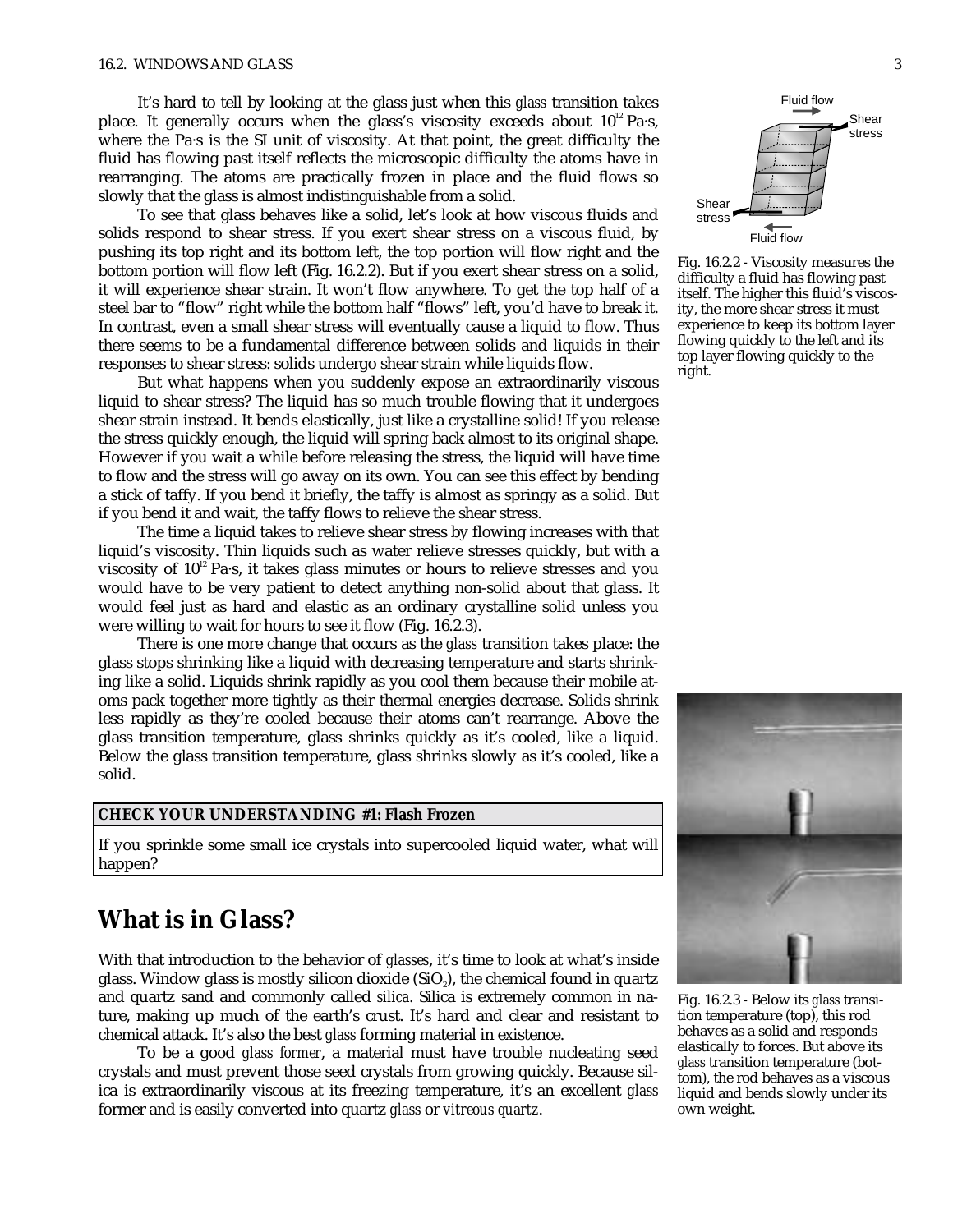It's hard to tell by looking at the glass just when this *glass* transition takes place. It generally occurs when the glass's viscosity exceeds about $10^{12}$ Pa·s, where the Pa·s is the SI unit of viscosity. At that point, the great difficulty the fluid has flowing past itself reflects the microscopic difficulty the atoms have in rearranging. The atoms are practically frozen in place and the fluid flows so slowly that the glass is almost indistinguishable from a solid.

To see that glass behaves like a solid, let's look at how viscous fluids and solids respond to shear stress. If you exert shear stress on a viscous fluid, by pushing its top right and its bottom left, the top portion will flow right and the bottom portion will flow left (Fig. 16.2.2). But if you exert shear stress on a solid, it will experience shear strain. It won't flow anywhere. To get the top half of a steel bar to "flow" right while the bottom half "flows" left, you'd have to break it. In contrast, even a small shear stress will eventually cause a liquid to flow. Thus there seems to be a fundamental difference between solids and liquids in their responses to shear stress: solids undergo shear strain while liquids flow.

Fluid flow

Shear stress

Shear stress

Fluid flow

Fig. 16.2.2 - Viscosity measures the difficulty a fluid has flowing past itself. The higher this fluid's viscosity, the more shear stress it must experience to keep its bottom layer flowing quickly to the left and its top layer flowing quickly to the right.

But what happens when you suddenly expose an extraordinarily viscous liquid to shear stress? The liquid has so much trouble flowing that it undergoes shear strain instead. It bends elastically, just like a crystalline solid! If you release the stress quickly enough, the liquid will spring back almost to its original shape. However if you wait a while before releasing the stress, the liquid will have time to flow and the stress will go away on its own. You can see this effect by bending a stick of taffy. If you bend it briefly, the taffy is almost as springy as a solid. But if you bend it and wait, the taffy flows to relieve the shear stress.

The time a liquid takes to relieve shear stress by flowing increases with that liquid's viscosity. Thin liquids such as water relieve stresses quickly, but with a viscosity of $10^{12}$ Pa·s, it takes glass minutes or hours to relieve stresses and you would have to be very patient to detect anything non-solid about that glass. It would feel just as hard and elastic as an ordinary crystalline solid unless you were willing to wait for hours to see it flow (Fig. 16.2.3).

There is one more change that occurs as the *glass* transition takes place: the glass stops shrinking like a liquid with decreasing temperature and starts shrinking like a solid. Liquids shrink rapidly as you cool them because their mobile atoms pack together more tightly as their thermal energies decrease. Solids shrink less rapidly as they're cooled because their atoms can't rearrange. Above the glass transition temperature, glass shrinks quickly as it's cooled, like a liquid. Below the glass transition temperature, glass shrinks slowly as it's cooled, like a solid.

**CHECK YOUR UNDERSTANDING #1: Flash Frozen**

If you sprinkle some small ice crystals into supercooled liquid water, what will happen?

## What is in Glass?

With that introduction to the behavior of *glasses*, it's time to look at what's inside glass. Window glass is mostly silicon dioxide ($SiO_2$), the chemical found in quartz and quartz sand and commonly called *silica*. Silica is extremely common in nature, making up much of the earth's crust. It's hard and clear and resistant to chemical attack. It's also the best *glass* forming material in existence.

To be a good *glass former*, a material must have trouble nucleating seed crystals and must prevent those seed crystals from growing quickly. Because silica is extraordinarily viscous at its freezing temperature, it's an excellent *glass* former and is easily converted into quartz *glass* or *vitreous quartz*.

Fig. 16.2.3 - Below its *glass* transition temperature (top), this rod behaves as a solid and responds elastically to forces. But above its *glass* transition temperature (bottom), the rod behaves as a viscous liquid and bends slowly under its own weight.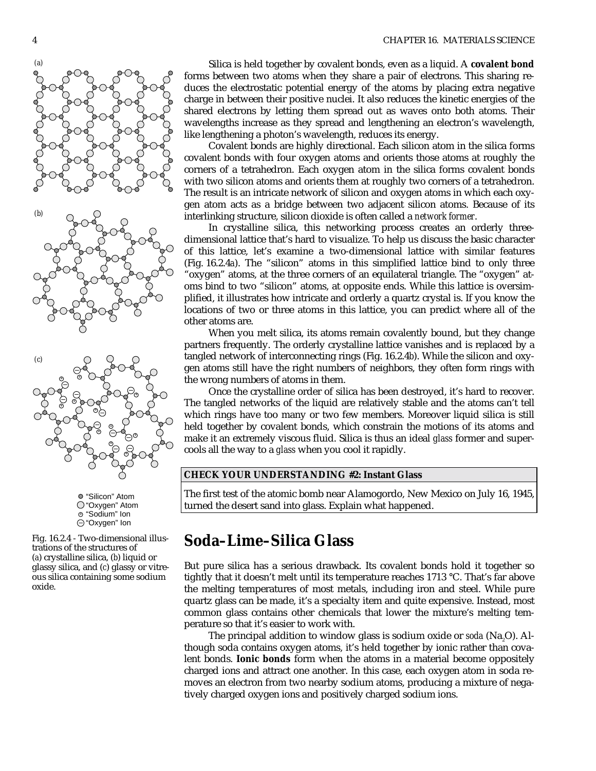Silica is held together by covalent bonds, even as a liquid. A **covalent bond** forms between two atoms when they share a pair of electrons. This sharing reduces the electrostatic potential energy of the atoms by placing extra negative charge in between their positive nuclei. It also reduces the kinetic energies of the shared electrons by letting them spread out as waves onto both atoms. Their wavelengths increase as they spread and lengthening an electron's wavelength, like lengthening a photon's wavelength, reduces its energy.

Covalent bonds are highly directional. Each silicon atom in the silica forms covalent bonds with four oxygen atoms and orients those atoms at roughly the corners of a tetrahedron. Each oxygen atom in the silica forms covalent bonds with two silicon atoms and orients them at roughly two corners of a tetrahedron. The result is an intricate network of silicon and oxygen atoms in which each oxygen atom acts as a bridge between two adjacent silicon atoms. Because of its interlinking structure, silicon dioxide is often called a *network former*.

In crystalline silica, this networking process creates an orderly three-dimensional lattice that's hard to visualize. To help us discuss the basic character of this lattice, let's examine a two-dimensional lattice with similar features (Fig. 16.2.4*a*). The "silicon" atoms in this simplified lattice bind to only three "oxygen" atoms, at the three corners of an equilateral triangle. The "oxygen" atoms bind to two "silicon" atoms, at opposite ends. While this lattice is oversimplified, it illustrates how intricate and orderly a quartz crystal is. If you know the locations of two or three atoms in this lattice, you can predict where all of the other atoms are.

When you melt silica, its atoms remain covalently bound, but they change partners frequently. The orderly crystalline lattice vanishes and is replaced by a tangled network of interconnecting rings (Fig. 16.2.4*b*). While the silicon and oxygen atoms still have the right numbers of neighbors, they often form rings with the wrong numbers of atoms in them.

Once the crystalline order of silica has been destroyed, it's hard to recover. The tangled networks of the liquid are relatively stable and the atoms can't tell which rings have too many or two few members. Moreover liquid silica is still held together by covalent bonds, which constrain the motions of its atoms and make it an extremely viscous fluid. Silica is thus an ideal *glass* former and supercools all the way to a *glass* when you cool it rapidly.

Fig. 16.2.4 - Two-dimensional illustrations of the structures of (a) crystalline silica, (b) liquid or glassy silica, and (c) glassy or vitreous silica containing some sodium oxide.

**CHECK YOUR UNDERSTANDING #2: Instant Glass**

The first test of the atomic bomb near Alamogordo, New Mexico on July 16, 1945, turned the desert sand into glass. Explain what happened.

# Soda–Lime–Silica Glass

But pure silica has a serious drawback. Its covalent bonds hold it together so tightly that it doesn't melt until its temperature reaches 1713 °C. That's far above the melting temperatures of most metals, including iron and steel. While pure quartz glass can be made, it's a specialty item and quite expensive. Instead, most common glass contains other chemicals that lower the mixture's melting temperature so that it's easier to work with.

The principal addition to window glass is sodium oxide or *soda* ($Na_2O$). Although soda contains oxygen atoms, it's held together by ionic rather than covalent bonds. **Ionic bonds** form when the atoms in a material become oppositely charged ions and attract one another. In this case, each oxygen atom in soda removes an electron from two nearby sodium atoms, producing a mixture of negatively charged oxygen ions and positively charged sodium ions.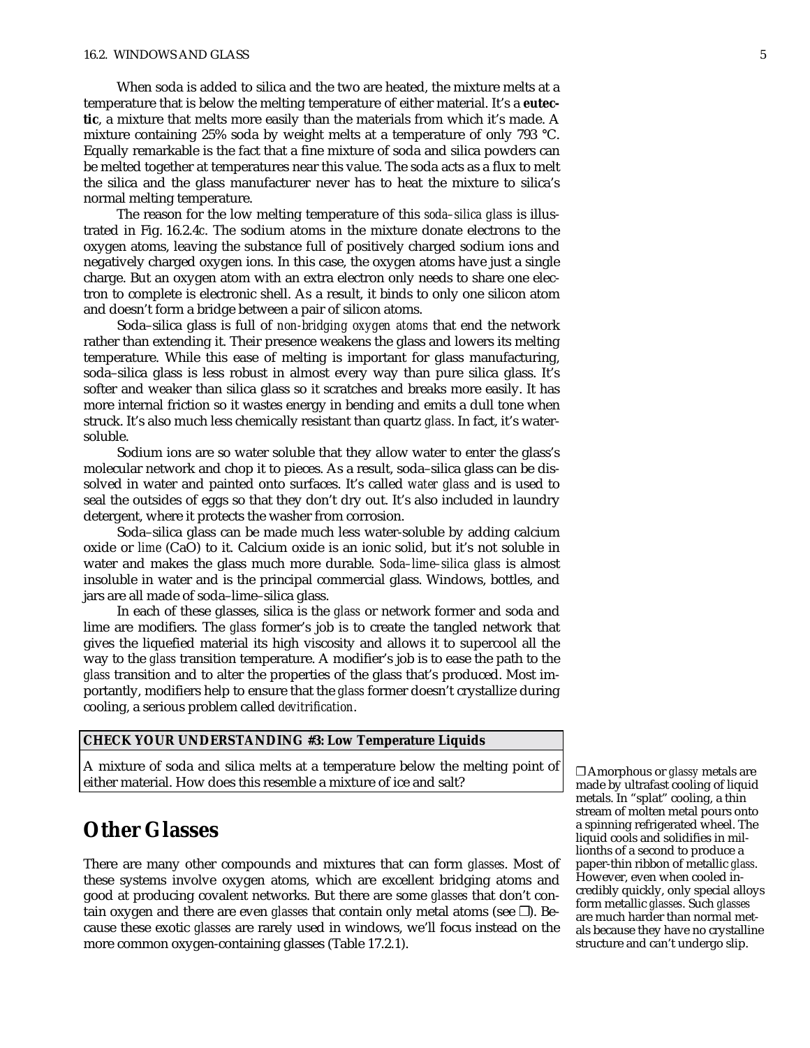When soda is added to silica and the two are heated, the mixture melts at a temperature that is below the melting temperature of either material. It's a **eutectic**, a mixture that melts more easily than the materials from which it's made. A mixture containing 25% soda by weight melts at a temperature of only 793 °C. Equally remarkable is the fact that a fine mixture of soda and silica powders can be melted together at temperatures near this value. The soda acts as a flux to melt the silica and the glass manufacturer never has to heat the mixture to silica's normal melting temperature.

The reason for the low melting temperature of this *soda–silica glass* is illustrated in Fig. 16.2.4*c*. The sodium atoms in the mixture donate electrons to the oxygen atoms, leaving the substance full of positively charged sodium ions and negatively charged oxygen ions. In this case, the oxygen atoms have just a single charge. But an oxygen atom with an extra electron only needs to share one electron to complete is electronic shell. As a result, it binds to only one silicon atom and doesn't form a bridge between a pair of silicon atoms.

Soda–silica glass is full of *non-bridging oxygen atoms* that end the network rather than extending it. Their presence weakens the glass and lowers its melting temperature. While this ease of melting is important for glass manufacturing, soda–silica glass is less robust in almost every way than pure silica glass. It's softer and weaker than silica glass so it scratches and breaks more easily. It has more internal friction so it wastes energy in bending and emits a dull tone when struck. It's also much less chemically resistant than quartz *glass*. In fact, it's water-soluble.

Sodium ions are so water soluble that they allow water to enter the glass's molecular network and chop it to pieces. As a result, soda–silica glass can be dissolved in water and painted onto surfaces. It's called *water glass* and is used to seal the outsides of eggs so that they don't dry out. It's also included in laundry detergent, where it protects the washer from corrosion.

Soda–silica glass can be made much less water-soluble by adding calcium oxide or *lime* (CaO) to it. Calcium oxide is an ionic solid, but it's not soluble in water and makes the glass much more durable. *Soda–lime–silica glass* is almost insoluble in water and is the principal commercial glass. Windows, bottles, and jars are all made of soda–lime–silica glass.

In each of these glasses, silica is the *glass* or network former and soda and lime are modifiers. The *glass* former's job is to create the tangled network that gives the liquefied material its high viscosity and allows it to supercool all the way to the *glass* transition temperature. A modifier's job is to ease the path to the *glass* transition and to alter the properties of the glass that's produced. Most importantly, modifiers help to ensure that the *glass* former doesn't crystallize during cooling, a serious problem called *devitrification*.

**CHECK YOUR UNDERSTANDING #3: Low Temperature Liquids**

A mixture of soda and silica melts at a temperature below the melting point of either material. How does this resemble a mixture of ice and salt?

## Other Glasses

There are many other compounds and mixtures that can form *glasses*. Most of these systems involve oxygen atoms, which are excellent bridging atoms and good at producing covalent networks. But there are some *glasses* that don't contain oxygen and there are even *glasses* that contain only metal atoms (see ❐). Because these exotic *glasses* are rarely used in windows, we'll focus instead on the more common oxygen-containing glasses (Table 17.2.1).

❐ Amorphous or *glassy* metals are made by ultrafast cooling of liquid metals. In "splat" cooling, a thin stream of molten metal pours onto a spinning refrigerated wheel. The liquid cools and solidifies in millionths of a second to produce a paper-thin ribbon of metallic *glass*. However, even when cooled incredibly quickly, only special alloys form metallic *glasses*. Such *glasses* are much harder than normal metals because they have no crystalline structure and can't undergo slip.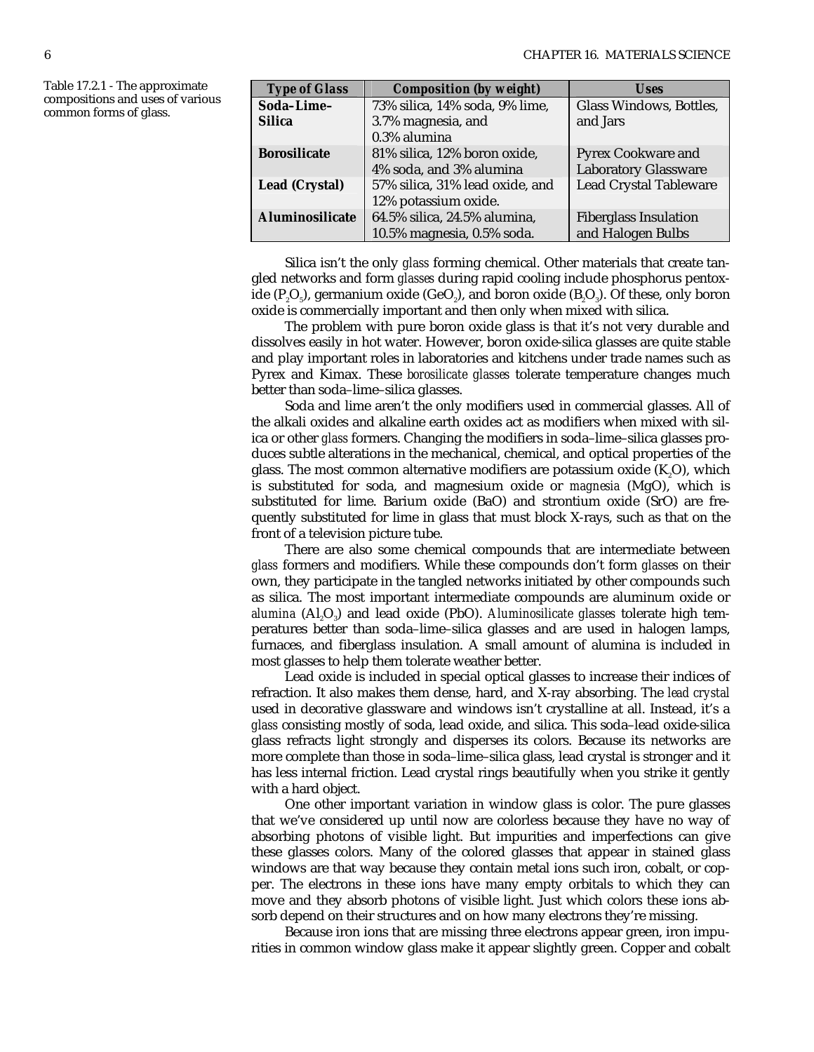Table 17.2.1 - The approximate compositions and uses of various common forms of glass.

| Type of Glass | Composition (by weight) | Uses |
| --- | --- | --- |
| **Soda–Lime–Silica** | 73% silica, 14% soda, 9% lime, 3.7% magnesia, and 0.3% alumina | Glass Windows, Bottles, and Jars |
| **Borosilicate** | 81% silica, 12% boron oxide, 4% soda, and 3% alumina | Pyrex Cookware and Laboratory Glassware |
| **Lead (Crystal)** | 57% silica, 31% lead oxide, and 12% potassium oxide. | Lead Crystal Tableware |
| **Aluminosilicate** | 64.5% silica, 24.5% alumina, 10.5% magnesia, 0.5% soda. | Fiberglass Insulation and Halogen Bulbs |

Silica isn't the only *glass* forming chemical. Other materials that create tangled networks and form *glasses* during rapid cooling include phosphorus pentoxide ($P_2O_5$), germanium oxide ($GeO_2$), and boron oxide ($B_2O_3$). Of these, only boron oxide is commercially important and then only when mixed with silica.

The problem with pure boron oxide glass is that it's not very durable and dissolves easily in hot water. However, boron oxide-silica glasses are quite stable and play important roles in laboratories and kitchens under trade names such as Pyrex and Kimax. These *borosilicate glasses* tolerate temperature changes much better than soda–lime–silica glasses.

Soda and lime aren't the only modifiers used in commercial glasses. All of the alkali oxides and alkaline earth oxides act as modifiers when mixed with silica or other *glass* formers. Changing the modifiers in soda–lime–silica glasses produces subtle alterations in the mechanical, chemical, and optical properties of the glass. The most common alternative modifiers are potassium oxide ($K_2O$), which is substituted for soda, and magnesium oxide or *magnesia* ($MgO$), which is substituted for lime. Barium oxide ($BaO$) and strontium oxide ($SrO$) are frequently substituted for lime in glass that must block X-rays, such as that on the front of a television picture tube.

There are also some chemical compounds that are intermediate between *glass* formers and modifiers. While these compounds don't form *glasses* on their own, they participate in the tangled networks initiated by other compounds such as silica. The most important intermediate compounds are aluminum oxide or *alumina* ($Al_2O_3$) and lead oxide ($PbO$). *Aluminosilicate glasses* tolerate high temperatures better than soda–lime–silica glasses and are used in halogen lamps, furnaces, and fiberglass insulation. A small amount of alumina is included in most glasses to help them tolerate weather better.

Lead oxide is included in special optical glasses to increase their indices of refraction. It also makes them dense, hard, and X-ray absorbing. The *lead crystal* used in decorative glassware and windows isn't crystalline at all. Instead, it's a *glass* consisting mostly of soda, lead oxide, and silica. This soda–lead oxide-silica glass refracts light strongly and disperses its colors. Because its networks are more complete than those in soda–lime–silica glass, lead crystal is stronger and it has less internal friction. Lead crystal rings beautifully when you strike it gently with a hard object.

One other important variation in window glass is color. The pure glasses that we've considered up until now are colorless because they have no way of absorbing photons of visible light. But impurities and imperfections can give these glasses colors. Many of the colored glasses that appear in stained glass windows are that way because they contain metal ions such iron, cobalt, or copper. The electrons in these ions have many empty orbitals to which they can move and they absorb photons of visible light. Just which colors these ions absorb depend on their structures and on how many electrons they're missing.

Because iron ions that are missing three electrons appear green, iron impurities in common window glass make it appear slightly green. Copper and cobalt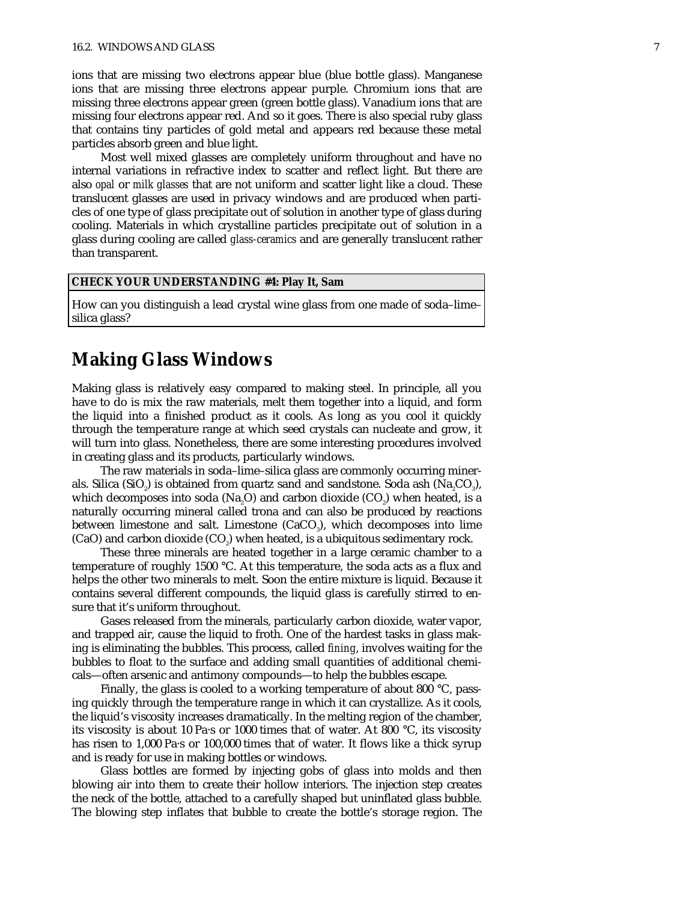ions that are missing two electrons appear blue (blue bottle glass). Manganese ions that are missing three electrons appear purple. Chromium ions that are missing three electrons appear green (green bottle glass). Vanadium ions that are missing four electrons appear red. And so it goes. There is also special ruby glass that contains tiny particles of gold metal and appears red because these metal particles absorb green and blue light.

Most well mixed glasses are completely uniform throughout and have no internal variations in refractive index to scatter and reflect light. But there are also *opal* or *milk glasses* that are not uniform and scatter light like a cloud. These translucent glasses are used in privacy windows and are produced when particles of one type of glass precipitate out of solution in another type of glass during cooling. Materials in which crystalline particles precipitate out of solution in a glass during cooling are called *glass-ceramics* and are generally translucent rather than transparent.

**CHECK YOUR UNDERSTANDING #4: Play It, Sam**

How can you distinguish a lead crystal wine glass from one made of soda–lime–silica glass?

## Making Glass Windows

Making glass is relatively easy compared to making steel. In principle, all you have to do is mix the raw materials, melt them together into a liquid, and form the liquid into a finished product as it cools. As long as you cool it quickly through the temperature range at which seed crystals can nucleate and grow, it will turn into glass. Nonetheless, there are some interesting procedures involved in creating glass and its products, particularly windows.

The raw materials in soda–lime–silica glass are commonly occurring minerals. Silica ($SiO_2$) is obtained from quartz sand and sandstone. Soda ash ($Na_2CO_3$), which decomposes into soda ($Na_2O$) and carbon dioxide ($CO_2$) when heated, is a naturally occurring mineral called trona and can also be produced by reactions between limestone and salt. Limestone ($CaCO_3$), which decomposes into lime ($CaO$) and carbon dioxide ($CO_2$) when heated, is a ubiquitous sedimentary rock.

These three minerals are heated together in a large ceramic chamber to a temperature of roughly 1500 °C. At this temperature, the soda acts as a flux and helps the other two minerals to melt. Soon the entire mixture is liquid. Because it contains several different compounds, the liquid glass is carefully stirred to ensure that it's uniform throughout.

Gases released from the minerals, particularly carbon dioxide, water vapor, and trapped air, cause the liquid to froth. One of the hardest tasks in glass making is eliminating the bubbles. This process, called *fining*, involves waiting for the bubbles to float to the surface and adding small quantities of additional chemicals—often arsenic and antimony compounds—to help the bubbles escape.

Finally, the glass is cooled to a working temperature of about 800 °C, passing quickly through the temperature range in which it can crystallize. As it cools, the liquid's viscosity increases dramatically. In the melting region of the chamber, its viscosity is about 10 Pa·s or 1000 times that of water. At 800 °C, its viscosity has risen to 1,000 Pa·s or 100,000 times that of water. It flows like a thick syrup and is ready for use in making bottles or windows.

Glass bottles are formed by injecting gobs of glass into molds and then blowing air into them to create their hollow interiors. The injection step creates the neck of the bottle, attached to a carefully shaped but uninflated glass bubble. The blowing step inflates that bubble to create the bottle's storage region. The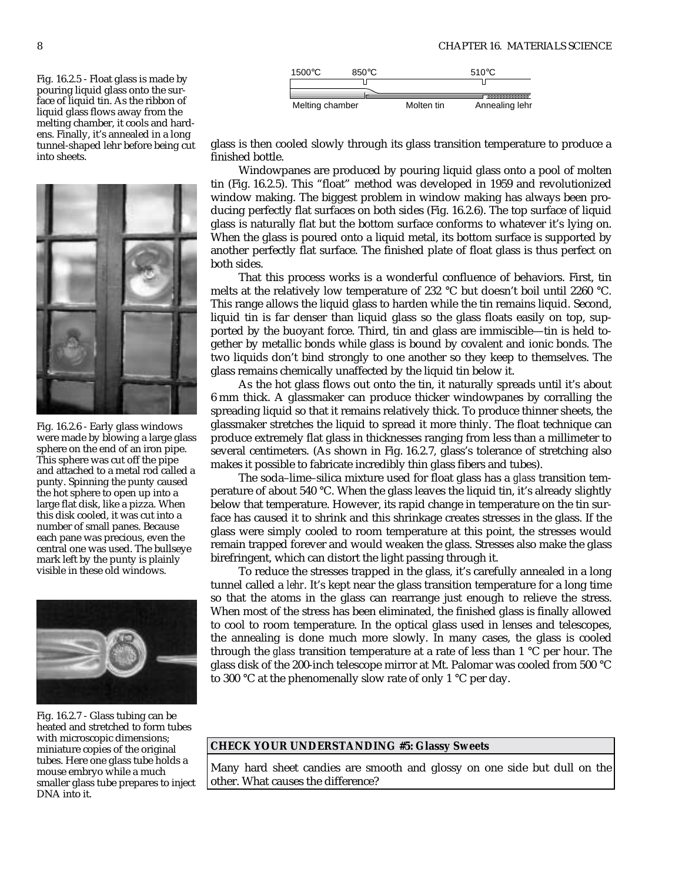Fig. 16.2.5 - Float glass is made by pouring liquid glass onto the surface of liquid tin. As the ribbon of liquid glass flows away from the melting chamber, it cools and hardens. Finally, it's annealed in a long tunnel-shaped lehr before being cut into sheets.

1500°C
850°C
510°C
Melting chamber
Molten tin
Annealing lehr

Fig. 16.2.6 - Early glass windows were made by blowing a large glass sphere on the end of an iron pipe. This sphere was cut off the pipe and attached to a metal rod called a punty. Spinning the punty caused the hot sphere to open up into a large flat disk, like a pizza. When this disk cooled, it was cut into a number of small panes. Because each pane was precious, even the central one was used. The bullseye mark left by the punty is plainly visible in these old windows.

Fig. 16.2.7 - Glass tubing can be heated and stretched to form tubes with microscopic dimensions; miniature copies of the original tubes. Here one glass tube holds a mouse embryo while a much smaller glass tube prepares to inject DNA into it.

glass is then cooled slowly through its glass transition temperature to produce a finished bottle.

Windowpanes are produced by pouring liquid glass onto a pool of molten tin (Fig. 16.2.5). This "float" method was developed in 1959 and revolutionized window making. The biggest problem in window making has always been producing perfectly flat surfaces on both sides (Fig. 16.2.6). The top surface of liquid glass is naturally flat but the bottom surface conforms to whatever it's lying on. When the glass is poured onto a liquid metal, its bottom surface is supported by another perfectly flat surface. The finished plate of float glass is thus perfect on both sides.

That this process works is a wonderful confluence of behaviors. First, tin melts at the relatively low temperature of 232 °C but doesn't boil until 2260 °C. This range allows the liquid glass to harden while the tin remains liquid. Second, liquid tin is far denser than liquid glass so the glass floats easily on top, supported by the buoyant force. Third, tin and glass are immiscible—tin is held together by metallic bonds while glass is bound by covalent and ionic bonds. The two liquids don't bind strongly to one another so they keep to themselves. The glass remains chemically unaffected by the liquid tin below it.

As the hot glass flows out onto the tin, it naturally spreads until it's about 6 mm thick. A glassmaker can produce thicker windowpanes by corralling the spreading liquid so that it remains relatively thick. To produce thinner sheets, the glassmaker stretches the liquid to spread it more thinly. The float technique can produce extremely flat glass in thicknesses ranging from less than a millimeter to several centimeters. (As shown in Fig. 16.2.7, glass's tolerance of stretching also makes it possible to fabricate incredibly thin glass fibers and tubes).

The soda–lime–silica mixture used for float glass has a *glass* transition temperature of about 540 °C. When the glass leaves the liquid tin, it's already slightly below that temperature. However, its rapid change in temperature on the tin surface has caused it to shrink and this shrinkage creates stresses in the glass. If the glass were simply cooled to room temperature at this point, the stresses would remain trapped forever and would weaken the glass. Stresses also make the glass birefringent, which can distort the light passing through it.

To reduce the stresses trapped in the glass, it's carefully annealed in a long tunnel called a *lehr*. It's kept near the glass transition temperature for a long time so that the atoms in the glass can rearrange just enough to relieve the stress. When most of the stress has been eliminated, the finished glass is finally allowed to cool to room temperature. In the optical glass used in lenses and telescopes, the annealing is done much more slowly. In many cases, the glass is cooled through the *glass* transition temperature at a rate of less than 1 °C per hour. The glass disk of the 200-inch telescope mirror at Mt. Palomar was cooled from 500 °C to 300 °C at the phenomenally slow rate of only 1 °C per day.

**CHECK YOUR UNDERSTANDING #5: Glassy Sweets**

Many hard sheet candies are smooth and glossy on one side but dull on the other. What causes the difference?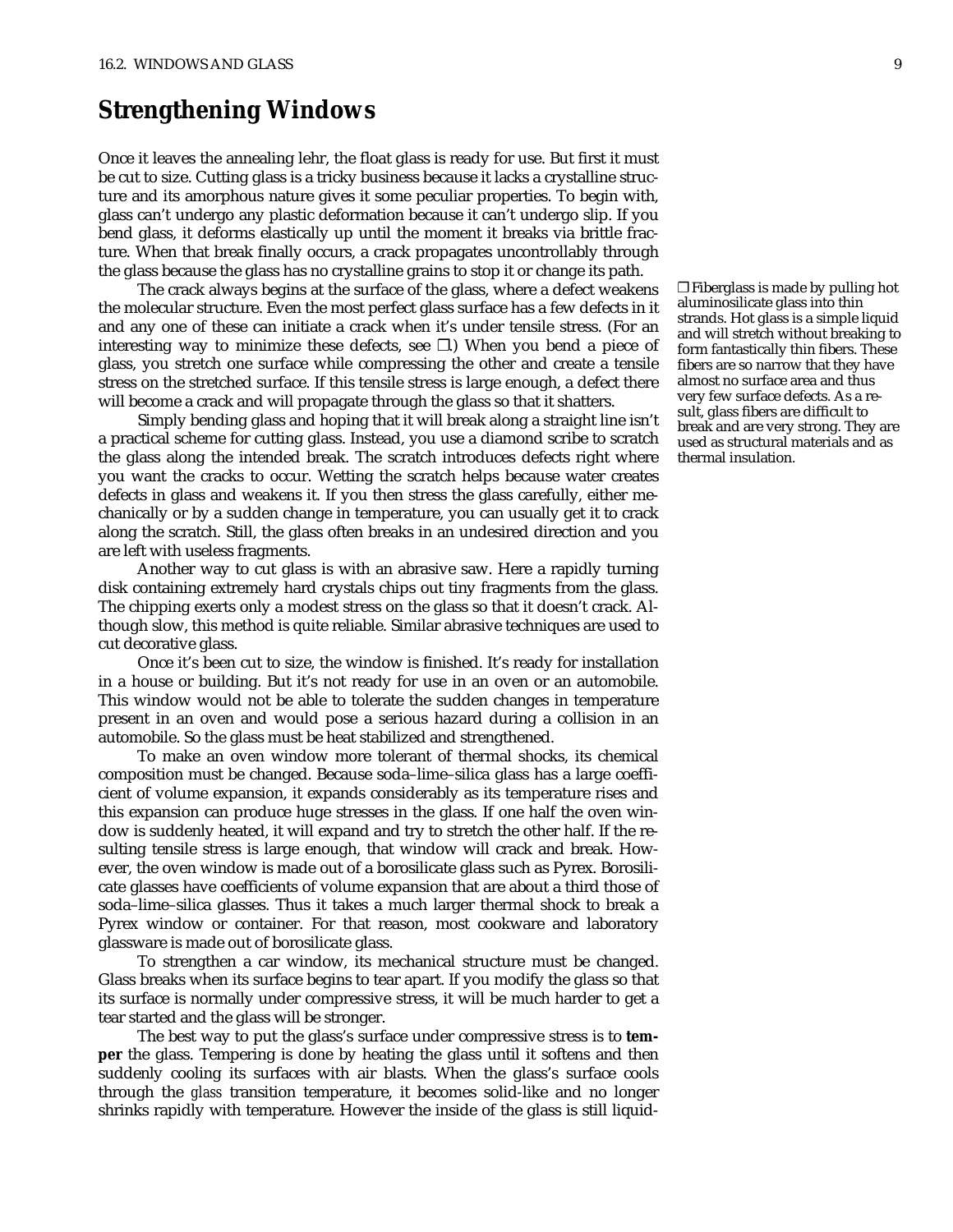## Strengthening Windows

Once it leaves the annealing lehr, the float glass is ready for use. But first it must be cut to size. Cutting glass is a tricky business because it lacks a crystalline structure and its amorphous nature gives it some peculiar properties. To begin with, glass can't undergo any plastic deformation because it can't undergo slip. If you bend glass, it deforms elastically up until the moment it breaks via brittle fracture. When that break finally occurs, a crack propagates uncontrollably through the glass because the glass has no crystalline grains to stop it or change its path.

The crack always begins at the surface of the glass, where a defect weakens the molecular structure. Even the most perfect glass surface has a few defects in it and any one of these can initiate a crack when it's under tensile stress. (For an interesting way to minimize these defects, see ❐.) When you bend a piece of glass, you stretch one surface while compressing the other and create a tensile stress on the stretched surface. If this tensile stress is large enough, a defect there will become a crack and will propagate through the glass so that it shatters.

❐ Fiberglass is made by pulling hot aluminosilicate glass into thin strands. Hot glass is a simple liquid and will stretch without breaking to form fantastically thin fibers. These fibers are so narrow that they have almost no surface area and thus very few surface defects. As a result, glass fibers are difficult to break and are very strong. They are used as structural materials and as thermal insulation.

Simply bending glass and hoping that it will break along a straight line isn't a practical scheme for cutting glass. Instead, you use a diamond scribe to scratch the glass along the intended break. The scratch introduces defects right where you want the cracks to occur. Wetting the scratch helps because water creates defects in glass and weakens it. If you then stress the glass carefully, either mechanically or by a sudden change in temperature, you can usually get it to crack along the scratch. Still, the glass often breaks in an undesired direction and you are left with useless fragments.

Another way to cut glass is with an abrasive saw. Here a rapidly turning disk containing extremely hard crystals chips out tiny fragments from the glass. The chipping exerts only a modest stress on the glass so that it doesn't crack. Although slow, this method is quite reliable. Similar abrasive techniques are used to cut decorative glass.

Once it's been cut to size, the window is finished. It's ready for installation in a house or building. But it's not ready for use in an oven or an automobile. This window would not be able to tolerate the sudden changes in temperature present in an oven and would pose a serious hazard during a collision in an automobile. So the glass must be heat stabilized and strengthened.

To make an oven window more tolerant of thermal shocks, its chemical composition must be changed. Because soda–lime–silica glass has a large coefficient of volume expansion, it expands considerably as its temperature rises and this expansion can produce huge stresses in the glass. If one half the oven window is suddenly heated, it will expand and try to stretch the other half. If the resulting tensile stress is large enough, that window will crack and break. However, the oven window is made out of a borosilicate glass such as Pyrex. Borosilicate glasses have coefficients of volume expansion that are about a third those of soda–lime–silica glasses. Thus it takes a much larger thermal shock to break a Pyrex window or container. For that reason, most cookware and laboratory glassware is made out of borosilicate glass.

To strengthen a car window, its mechanical structure must be changed. Glass breaks when its surface begins to tear apart. If you modify the glass so that its surface is normally under compressive stress, it will be much harder to get a tear started and the glass will be stronger.

The best way to put the glass's surface under compressive stress is to **temper** the glass. Tempering is done by heating the glass until it softens and then suddenly cooling its surfaces with air blasts. When the glass's surface cools through the *glass* transition temperature, it becomes solid-like and no longer shrinks rapidly with temperature. However the inside of the glass is still liquid-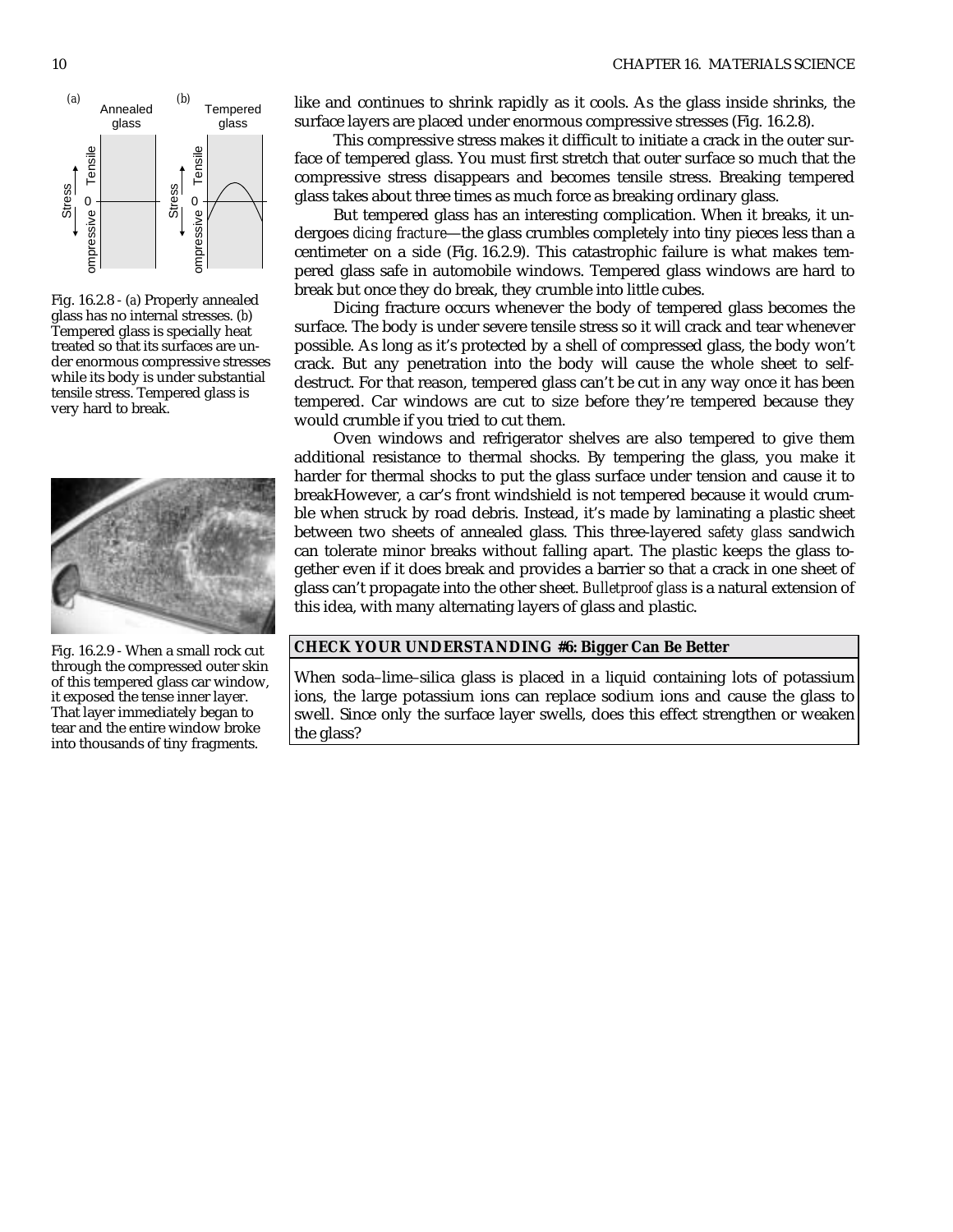(a) Annealed glass
(b) Tempered glass
Stress
Tensile
0
ompressive

Fig. 16.2.8 - (a) Properly annealed glass has no internal stresses. (b) Tempered glass is specially heat treated so that its surfaces are under enormous compressive stresses while its body is under substantial tensile stress. Tempered glass is very hard to break.

Fig. 16.2.9 - When a small rock cut through the compressed outer skin of this tempered glass car window, it exposed the tense inner layer. That layer immediately began to tear and the entire window broke into thousands of tiny fragments.

like and continues to shrink rapidly as it cools. As the glass inside shrinks, the surface layers are placed under enormous compressive stresses (Fig. 16.2.8).

This compressive stress makes it difficult to initiate a crack in the outer surface of tempered glass. You must first stretch that outer surface so much that the compressive stress disappears and becomes tensile stress. Breaking tempered glass takes about three times as much force as breaking ordinary glass.

But tempered glass has an interesting complication. When it breaks, it undergoes *dicing fracture*—the glass crumbles completely into tiny pieces less than a centimeter on a side (Fig. 16.2.9). This catastrophic failure is what makes tempered glass safe in automobile windows. Tempered glass windows are hard to break but once they do break, they crumble into little cubes.

Dicing fracture occurs whenever the body of tempered glass becomes the surface. The body is under severe tensile stress so it will crack and tear whenever possible. As long as it's protected by a shell of compressed glass, the body won't crack. But any penetration into the body will cause the whole sheet to self-destruct. For that reason, tempered glass can't be cut in any way once it has been tempered. Car windows are cut to size before they're tempered because they would crumble if you tried to cut them.

Oven windows and refrigerator shelves are also tempered to give them additional resistance to thermal shocks. By tempering the glass, you make it harder for thermal shocks to put the glass surface under tension and cause it to breakHowever, a car's front windshield is not tempered because it would crumble when struck by road debris. Instead, it's made by laminating a plastic sheet between two sheets of annealed glass. This three-layered *safety glass* sandwich can tolerate minor breaks without falling apart. The plastic keeps the glass together even if it does break and provides a barrier so that a crack in one sheet of glass can't propagate into the other sheet. *Bulletproof glass* is a natural extension of this idea, with many alternating layers of glass and plastic.

**CHECK YOUR UNDERSTANDING #6: Bigger Can Be Better**

When soda–lime–silica glass is placed in a liquid containing lots of potassium ions, the large potassium ions can replace sodium ions and cause the glass to swell. Since only the surface layer swells, does this effect strengthen or weaken the glass?